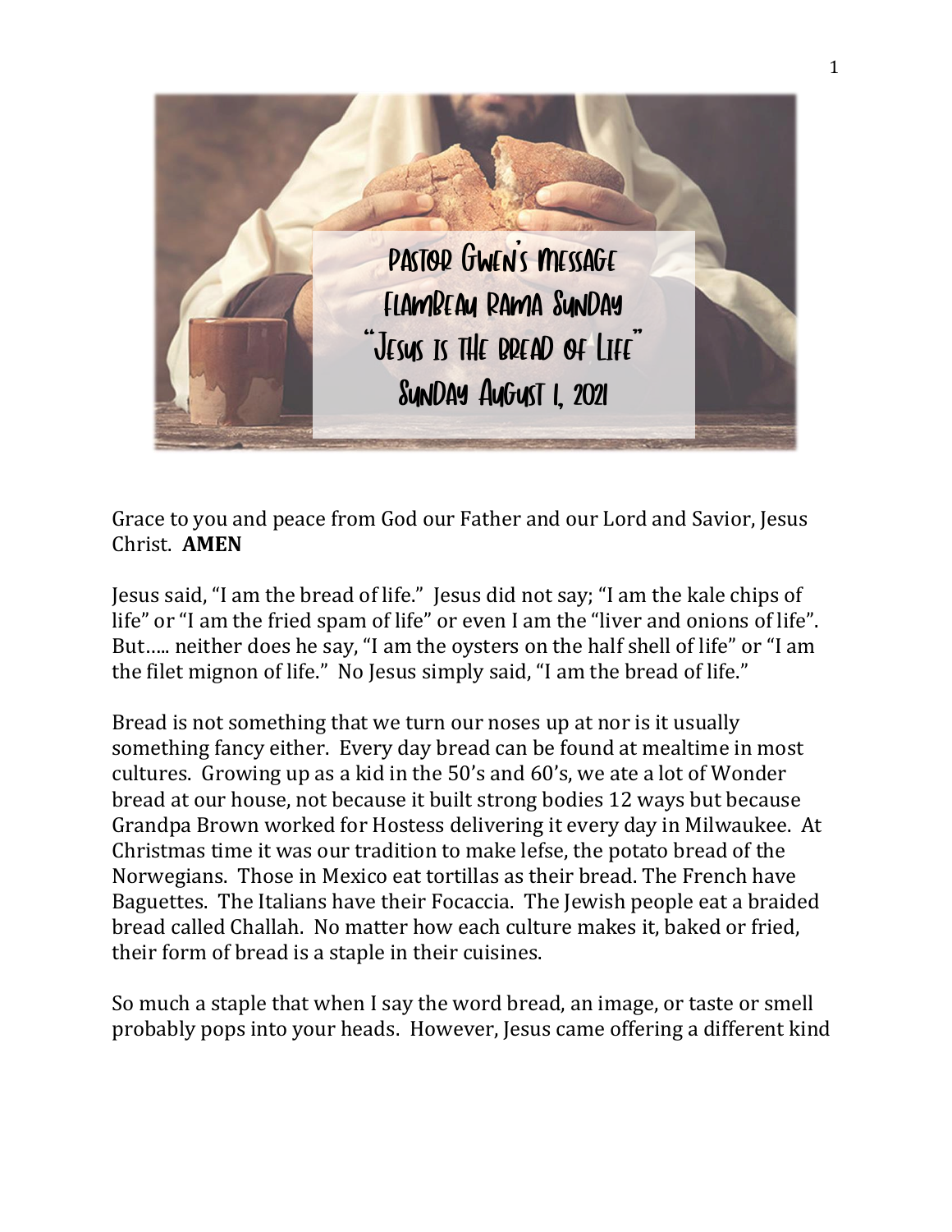# Pastor Gwen's Message
## Flambeau Rama Sunday
## "Jesus is the Bread of Life"
## Sunday August 1, 2021

Grace to you and peace from God our Father and our Lord and Savior, Jesus Christ. **AMEN**

Jesus said, "I am the bread of life." Jesus did not say; "I am the kale chips of life" or "I am the fried spam of life" or even I am the "liver and onions of life". But….. neither does he say, "I am the oysters on the half shell of life" or "I am the filet mignon of life." No Jesus simply said, "I am the bread of life."

Bread is not something that we turn our noses up at nor is it usually something fancy either. Every day bread can be found at mealtime in most cultures. Growing up as a kid in the 50's and 60's, we ate a lot of Wonder bread at our house, not because it built strong bodies 12 ways but because Grandpa Brown worked for Hostess delivering it every day in Milwaukee. At Christmas time it was our tradition to make lefse, the potato bread of the Norwegians. Those in Mexico eat tortillas as their bread. The French have Baguettes. The Italians have their Focaccia. The Jewish people eat a braided bread called Challah. No matter how each culture makes it, baked or fried, their form of bread is a staple in their cuisines.

So much a staple that when I say the word bread, an image, or taste or smell probably pops into your heads. However, Jesus came offering a different kind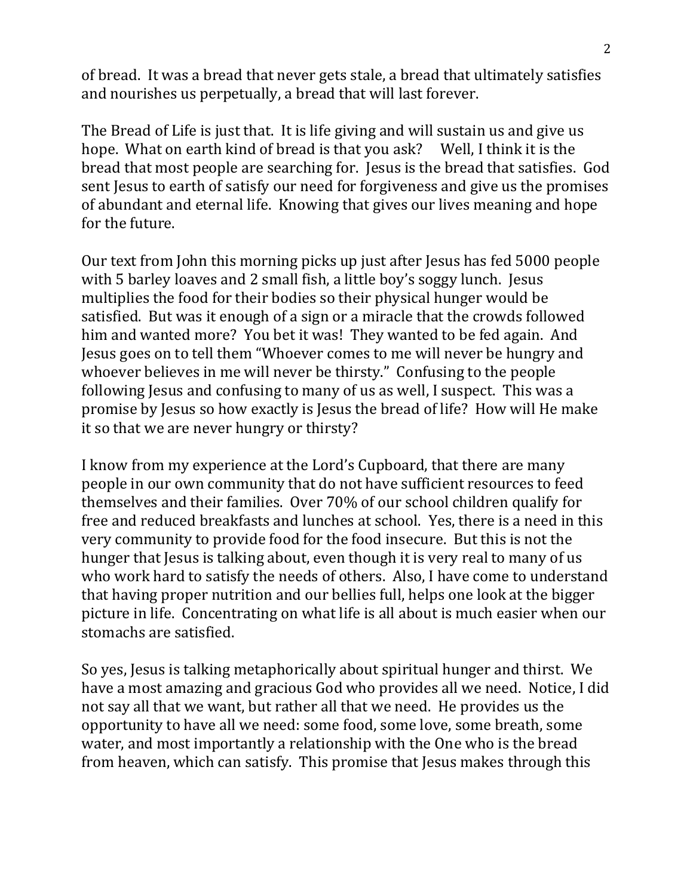of bread. It was a bread that never gets stale, a bread that ultimately satisfies and nourishes us perpetually, a bread that will last forever.

The Bread of Life is just that. It is life giving and will sustain us and give us hope. What on earth kind of bread is that you ask? Well, I think it is the bread that most people are searching for. Jesus is the bread that satisfies. God sent Jesus to earth of satisfy our need for forgiveness and give us the promises of abundant and eternal life. Knowing that gives our lives meaning and hope for the future.

Our text from John this morning picks up just after Jesus has fed 5000 people with 5 barley loaves and 2 small fish, a little boy's soggy lunch. Jesus multiplies the food for their bodies so their physical hunger would be satisfied. But was it enough of a sign or a miracle that the crowds followed him and wanted more? You bet it was! They wanted to be fed again. And Jesus goes on to tell them "Whoever comes to me will never be hungry and whoever believes in me will never be thirsty." Confusing to the people following Jesus and confusing to many of us as well, I suspect. This was a promise by Jesus so how exactly is Jesus the bread of life? How will He make it so that we are never hungry or thirsty?

I know from my experience at the Lord's Cupboard, that there are many people in our own community that do not have sufficient resources to feed themselves and their families. Over 70% of our school children qualify for free and reduced breakfasts and lunches at school. Yes, there is a need in this very community to provide food for the food insecure. But this is not the hunger that Jesus is talking about, even though it is very real to many of us who work hard to satisfy the needs of others. Also, I have come to understand that having proper nutrition and our bellies full, helps one look at the bigger picture in life. Concentrating on what life is all about is much easier when our stomachs are satisfied.

So yes, Jesus is talking metaphorically about spiritual hunger and thirst. We have a most amazing and gracious God who provides all we need. Notice, I did not say all that we want, but rather all that we need. He provides us the opportunity to have all we need: some food, some love, some breath, some water, and most importantly a relationship with the One who is the bread from heaven, which can satisfy. This promise that Jesus makes through this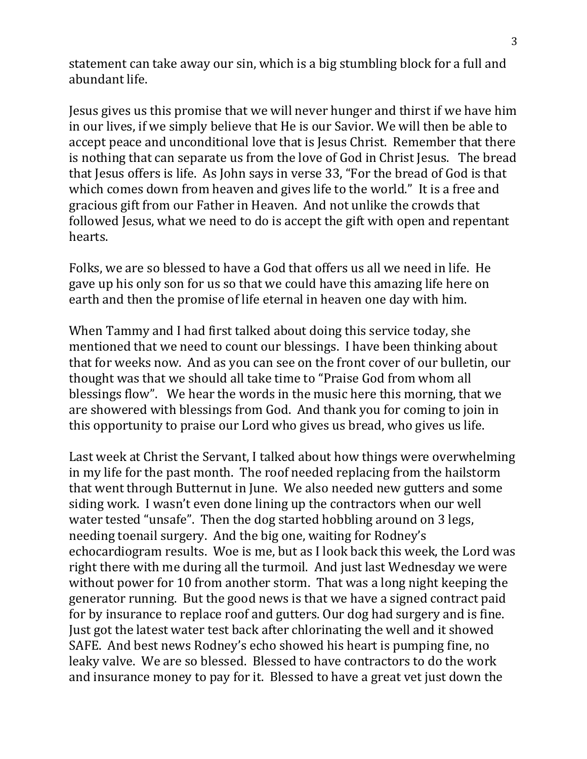statement can take away our sin, which is a big stumbling block for a full and abundant life.

Jesus gives us this promise that we will never hunger and thirst if we have him in our lives, if we simply believe that He is our Savior. We will then be able to accept peace and unconditional love that is Jesus Christ. Remember that there is nothing that can separate us from the love of God in Christ Jesus. The bread that Jesus offers is life. As John says in verse 33, "For the bread of God is that which comes down from heaven and gives life to the world." It is a free and gracious gift from our Father in Heaven. And not unlike the crowds that followed Jesus, what we need to do is accept the gift with open and repentant hearts.

Folks, we are so blessed to have a God that offers us all we need in life. He gave up his only son for us so that we could have this amazing life here on earth and then the promise of life eternal in heaven one day with him.

When Tammy and I had first talked about doing this service today, she mentioned that we need to count our blessings. I have been thinking about that for weeks now. And as you can see on the front cover of our bulletin, our thought was that we should all take time to "Praise God from whom all blessings flow". We hear the words in the music here this morning, that we are showered with blessings from God. And thank you for coming to join in this opportunity to praise our Lord who gives us bread, who gives us life.

Last week at Christ the Servant, I talked about how things were overwhelming in my life for the past month. The roof needed replacing from the hailstorm that went through Butternut in June. We also needed new gutters and some siding work. I wasn't even done lining up the contractors when our well water tested "unsafe". Then the dog started hobbling around on 3 legs, needing toenail surgery. And the big one, waiting for Rodney's echocardiogram results. Woe is me, but as I look back this week, the Lord was right there with me during all the turmoil. And just last Wednesday we were without power for 10 from another storm. That was a long night keeping the generator running. But the good news is that we have a signed contract paid for by insurance to replace roof and gutters. Our dog had surgery and is fine. Just got the latest water test back after chlorinating the well and it showed SAFE. And best news Rodney's echo showed his heart is pumping fine, no leaky valve. We are so blessed. Blessed to have contractors to do the work and insurance money to pay for it. Blessed to have a great vet just down the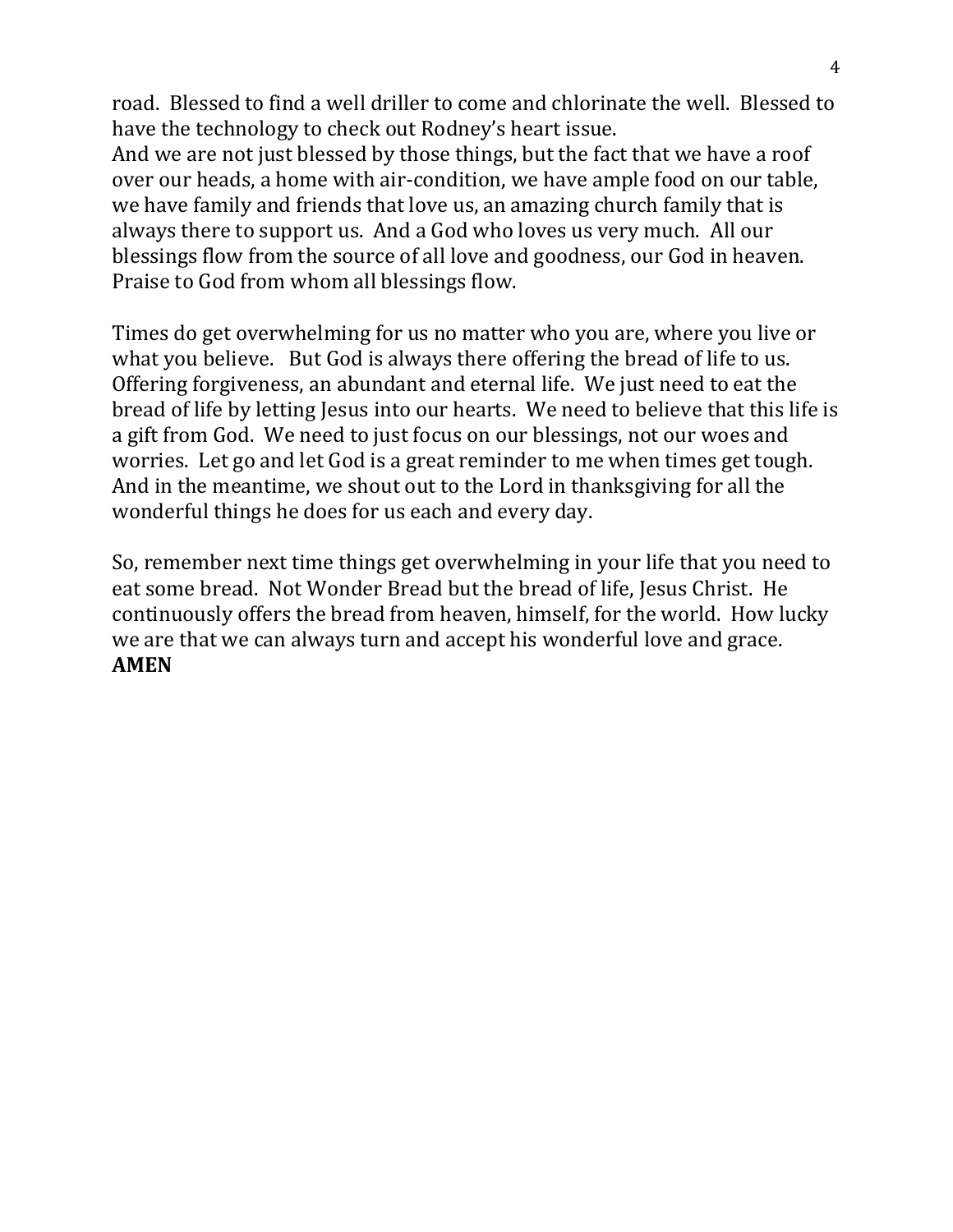road. Blessed to find a well driller to come and chlorinate the well. Blessed to have the technology to check out Rodney's heart issue.
And we are not just blessed by those things, but the fact that we have a roof over our heads, a home with air-condition, we have ample food on our table, we have family and friends that love us, an amazing church family that is always there to support us. And a God who loves us very much. All our blessings flow from the source of all love and goodness, our God in heaven. Praise to God from whom all blessings flow.

Times do get overwhelming for us no matter who you are, where you live or what you believe. But God is always there offering the bread of life to us. Offering forgiveness, an abundant and eternal life. We just need to eat the bread of life by letting Jesus into our hearts. We need to believe that this life is a gift from God. We need to just focus on our blessings, not our woes and worries. Let go and let God is a great reminder to me when times get tough. And in the meantime, we shout out to the Lord in thanksgiving for all the wonderful things he does for us each and every day.

So, remember next time things get overwhelming in your life that you need to eat some bread. Not Wonder Bread but the bread of life, Jesus Christ. He continuously offers the bread from heaven, himself, for the world. How lucky we are that we can always turn and accept his wonderful love and grace.
**AMEN**